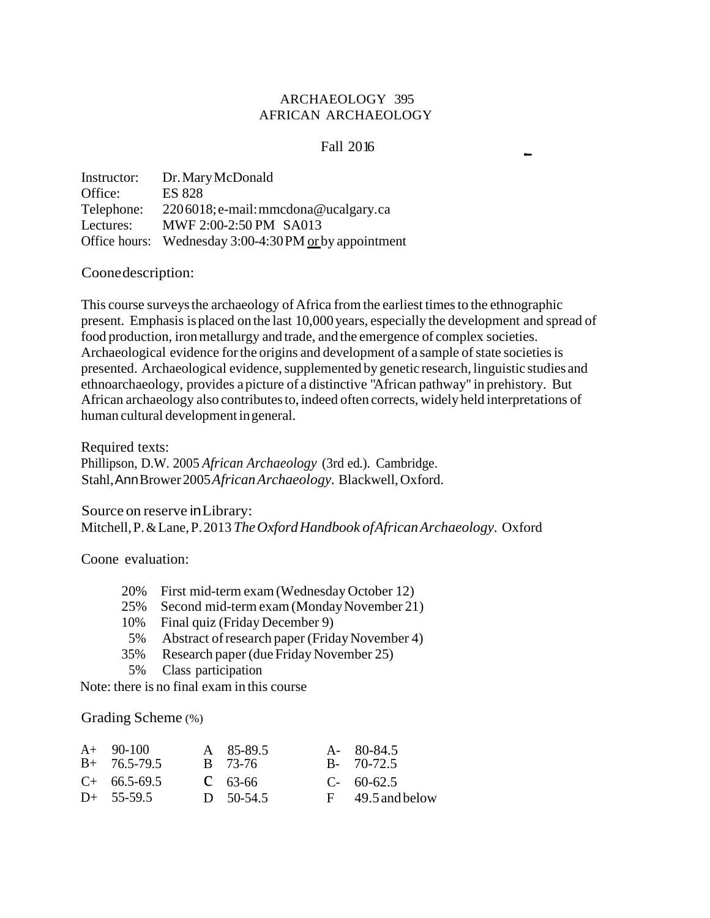# ARCHAEOLOGY 395
# AFRICAN ARCHAEOLOGY

Fall 2016

Instructor: Dr. Mary McDonald
Office: ES 828
Telephone: 220 6018; e-mail: mmcdona@ucalgary.ca
Lectures: MWF 2:00-2:50 PM SA013
Office hours: Wednesday 3:00-4:30 PM <u>or</u> by appointment

Coone description:

This course surveys the archaeology of Africa from the earliest times to the ethnographic present. Emphasis is placed on the last 10,000 years, especially the development and spread of food production, iron metallurgy and trade, and the emergence of complex societies. Archaeological evidence for the origins and development of a sample of state societies is presented. Archaeological evidence, supplemented by genetic research, linguistic studies and ethnoarchaeology, provides a picture of a distinctive "African pathway" in prehistory. But African archaeology also contributes to, indeed often corrects, widely held interpretations of human cultural development in general.

Required texts:
Phillipson, D.W. 2005 *African Archaeology* (3rd ed.). Cambridge.
Stahl, Ann Brower 2005 *African Archaeology*. Blackwell, Oxford.

Source on reserve in Library:
Mitchell, P. & Lane, P. 2013 *The Oxford Handbook of African Archaeology*. Oxford

Coone evaluation:

- 20% First mid-term exam (Wednesday October 12)
- 25% Second mid-term exam (Monday November 21)
- 10% Final quiz (Friday December 9)
- 5% Abstract of research paper (Friday November 4)
- 35% Research paper (due Friday November 25)
- 5% Class participation

Note: there is no final exam in this course

Grading Scheme (%)

| | | | | | |
|---|---|---|---|---|---|
| A+ | 90-100 | A | 85-89.5 | A- | 80-84.5 |
| B+ | 76.5-79.5 | B | 73-76 | B- | 70-72.5 |
| C+ | 66.5-69.5 | C | 63-66 | C- | 60-62.5 |
| D+ | 55-59.5 | D | 50-54.5 | F | 49.5 and below |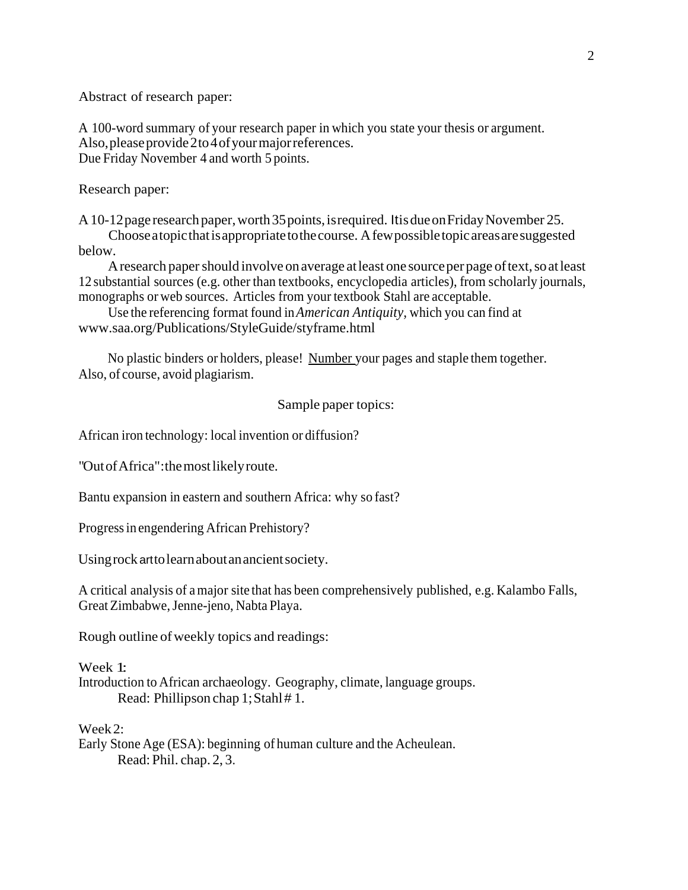Abstract of research paper:

A 100-word summary of your research paper in which you state your thesis or argument.
Also, please provide 2 to 4 of your major references.
Due Friday November 4 and worth 5 points.

Research paper:

A 10-12 page research paper, worth 35 points, is required. It is due on Friday November 25.

Choose a topic that is appropriate to the course. A few possible topic areas are suggested below.

A research paper should involve on average at least one source per page of text, so at least 12 substantial sources (e.g. other than textbooks, encyclopedia articles), from scholarly journals, monographs or web sources. Articles from your textbook Stahl are acceptable.

Use the referencing format found in *American Antiquity*, which you can find at www.saa.org/Publications/StyleGuide/styframe.html

No plastic binders or holders, please! Number your pages and staple them together. Also, of course, avoid plagiarism.

Sample paper topics:

African iron technology: local invention or diffusion?

"Out of Africa": the most likely route.

Bantu expansion in eastern and southern Africa: why so fast?

Progress in engendering African Prehistory?

Using rock art to learn about an ancient society.

A critical analysis of a major site that has been comprehensively published, e.g. Kalambo Falls, Great Zimbabwe, Jenne-jeno, Nabta Playa.

Rough outline of weekly topics and readings:

Week 1:
Introduction to African archaeology. Geography, climate, language groups.
Read: Phillipson chap 1; Stahl # 1.

Week 2:
Early Stone Age (ESA): beginning of human culture and the Acheulean.
Read: Phil. chap. 2, 3.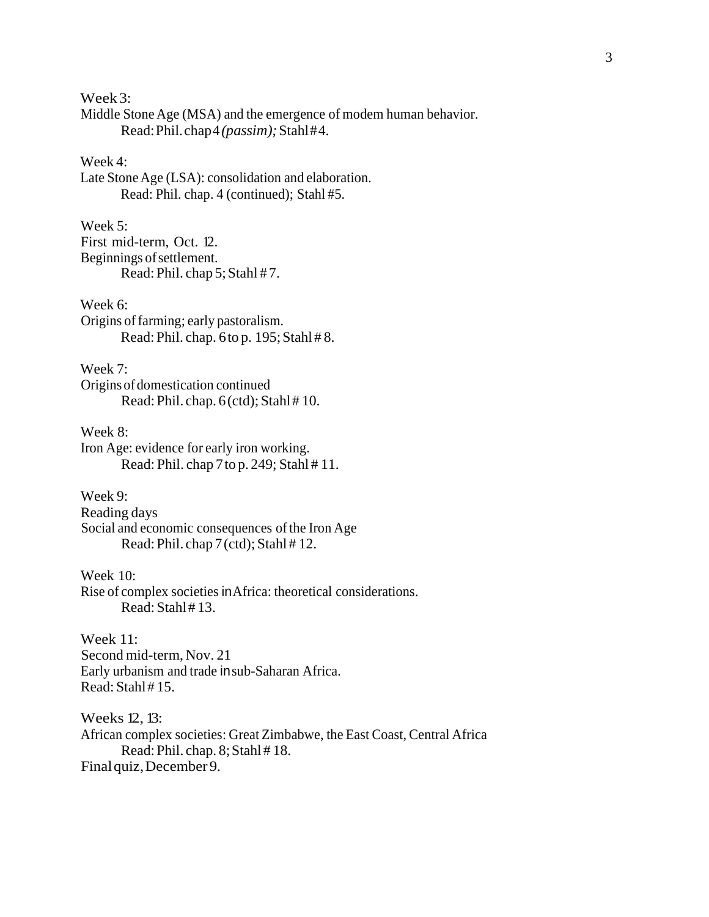Week 3:
Middle Stone Age (MSA) and the emergence of modem human behavior.
Read: Phil. chap 4 *(passim);* Stahl #4.

Week 4:
Late Stone Age (LSA): consolidation and elaboration.
Read: Phil. chap. 4 (continued); Stahl #5.

Week 5:
First mid-term, Oct. 12.
Beginnings of settlement.
Read: Phil. chap 5; Stahl # 7.

Week 6:
Origins of farming; early pastoralism.
Read: Phil. chap. 6 to p. 195; Stahl # 8.

Week 7:
Origins of domestication continued
Read: Phil. chap. 6 (ctd); Stahl # 10.

Week 8:
Iron Age: evidence for early iron working.
Read: Phil. chap 7 to p. 249; Stahl # 11.

Week 9:
Reading days
Social and economic consequences of the Iron Age
Read: Phil. chap 7 (ctd); Stahl # 12.

Week 10:
Rise of complex societies in Africa: theoretical considerations.
Read: Stahl # 13.

Week 11:
Second mid-term, Nov. 21
Early urbanism and trade in sub-Saharan Africa.
Read: Stahl # 15.

Weeks 12, 13:
African complex societies: Great Zimbabwe, the East Coast, Central Africa
Read: Phil. chap. 8; Stahl # 18.
Final quiz, December 9.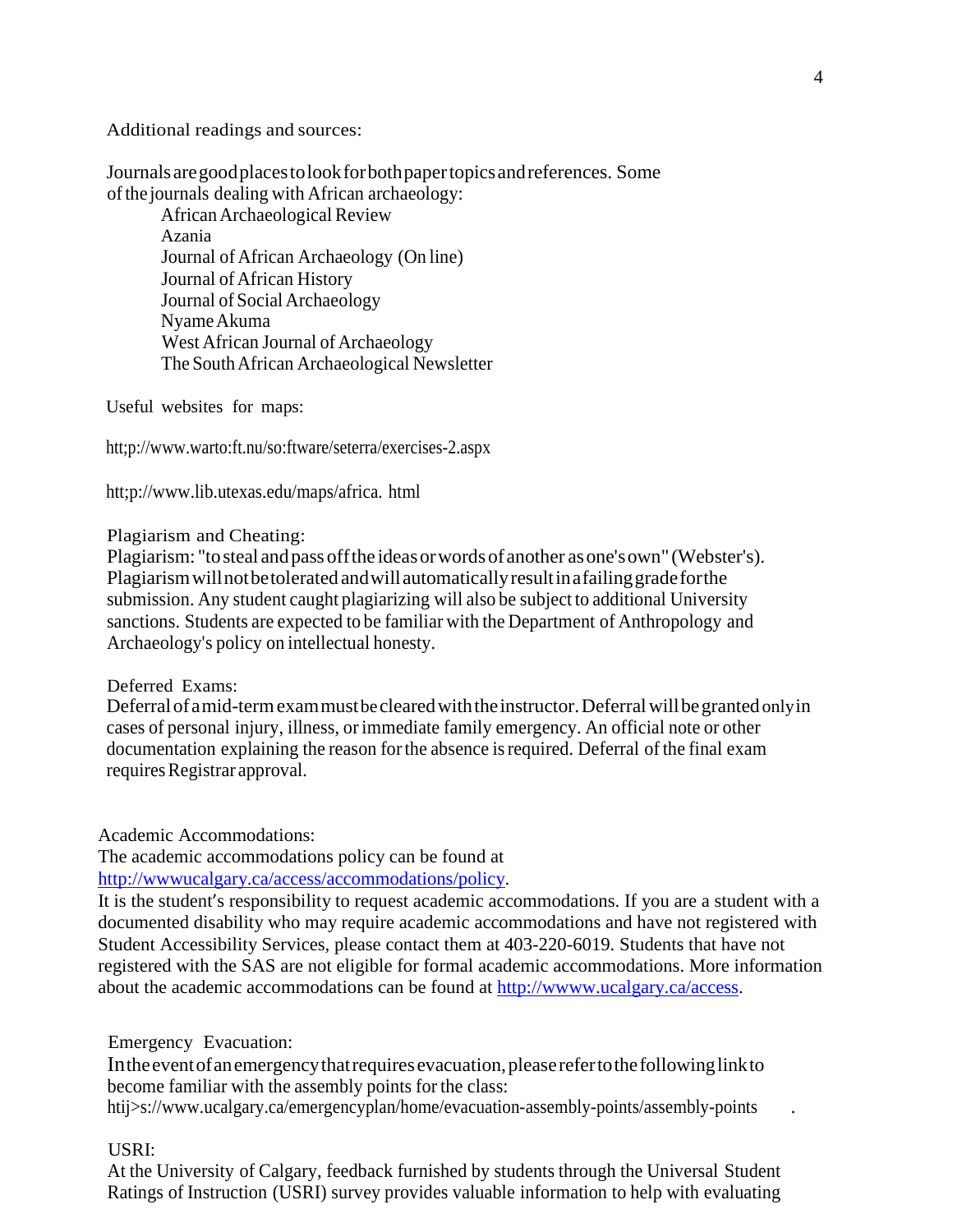Additional readings and sources:

Journals are good places to look for both paper topics and references. Some of the journals dealing with African archaeology:

- African Archaeological Review
- Azania
- Journal of African Archaeology (On line)
- Journal of African History
- Journal of Social Archaeology
- Nyame Akuma
- West African Journal of Archaeology
- The South African Archaeological Newsletter

Useful websites for maps:

htt;p://www.warto:ft.nu/so:ftware/seterra/exercises-2.aspx

htt;p://www.lib.utexas.edu/maps/africa. html

Plagiarism and Cheating:

Plagiarism: "to steal and pass off the ideas or words of another as one's own" (Webster's). Plagiarism will not be tolerated and will automatically result in a failing grade for the submission. Any student caught plagiarizing will also be subject to additional University sanctions. Students are expected to be familiar with the Department of Anthropology and Archaeology's policy on intellectual honesty.

Deferred Exams:

Deferral of a mid-term exam must be cleared with the instructor. Deferral will be granted only in cases of personal injury, illness, or immediate family emergency. An official note or other documentation explaining the reason for the absence is required. Deferral of the final exam requires Registrar approval.

Academic Accommodations:

The academic accommodations policy can be found at http://wwwucalgary.ca/access/accommodations/policy.

It is the student's responsibility to request academic accommodations. If you are a student with a documented disability who may require academic accommodations and have not registered with Student Accessibility Services, please contact them at 403-220-6019. Students that have not registered with the SAS are not eligible for formal academic accommodations. More information about the academic accommodations can be found at http://wwww.ucalgary.ca/access.

Emergency Evacuation:

In the event of an emergency that requires evacuation, please refer to the following link to become familiar with the assembly points for the class:

htij>s://www.ucalgary.ca/emergencyplan/home/evacuation-assembly-points/assembly-points .

USRI:

At the University of Calgary, feedback furnished by students through the Universal Student Ratings of Instruction (USRI) survey provides valuable information to help with evaluating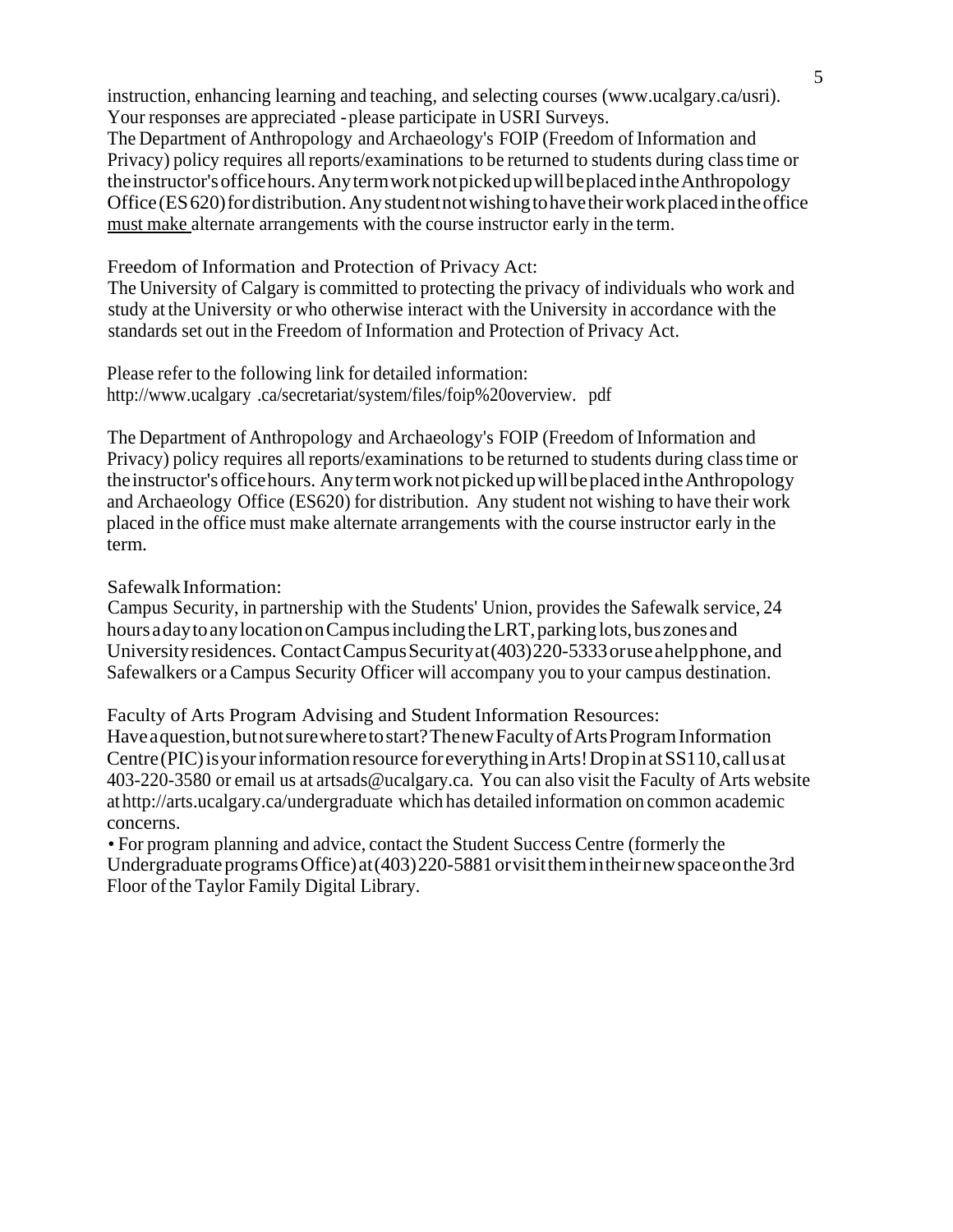instruction, enhancing learning and teaching, and selecting courses (www.ucalgary.ca/usri). Your responses are appreciated - please participate in USRI Surveys.

The Department of Anthropology and Archaeology's FOIP (Freedom of Information and Privacy) policy requires all reports/examinations to be returned to students during class time or the instructor's office hours. Any term work not picked up will be placed in the Anthropology Office (ES 620) for distribution. Any student not wishing to have their work placed in the office must make alternate arrangements with the course instructor early in the term.

Freedom of Information and Protection of Privacy Act:

The University of Calgary is committed to protecting the privacy of individuals who work and study at the University or who otherwise interact with the University in accordance with the standards set out in the Freedom of Information and Protection of Privacy Act.

Please refer to the following link for detailed information:
http://www.ucalgary .ca/secretariat/system/files/foip%20overview. pdf

The Department of Anthropology and Archaeology's FOIP (Freedom of Information and Privacy) policy requires all reports/examinations to be returned to students during class time or the instructor's office hours. Any term work not picked up will be placed in the Anthropology and Archaeology Office (ES620) for distribution. Any student not wishing to have their work placed in the office must make alternate arrangements with the course instructor early in the term.

Safewalk Information:

Campus Security, in partnership with the Students' Union, provides the Safewalk service, 24 hours a day to any location on Campus including the LRT, parking lots, bus zones and University residences. Contact Campus Security at (403) 220-5333 or use a help phone, and Safewalkers or a Campus Security Officer will accompany you to your campus destination.

Faculty of Arts Program Advising and Student Information Resources:

Have a question, but not sure where to start? The new Faculty of Arts Program Information Centre (PIC) is your information resource for everything in Arts! Drop in at SS110, call us at 403-220-3580 or email us at artsads@ucalgary.ca. You can also visit the Faculty of Arts website at http://arts.ucalgary.ca/undergraduate which has detailed information on common academic concerns.

• For program planning and advice, contact the Student Success Centre (formerly the Undergraduate programs Office) at (403) 220-5881 or visit them in their new space on the 3rd Floor of the Taylor Family Digital Library.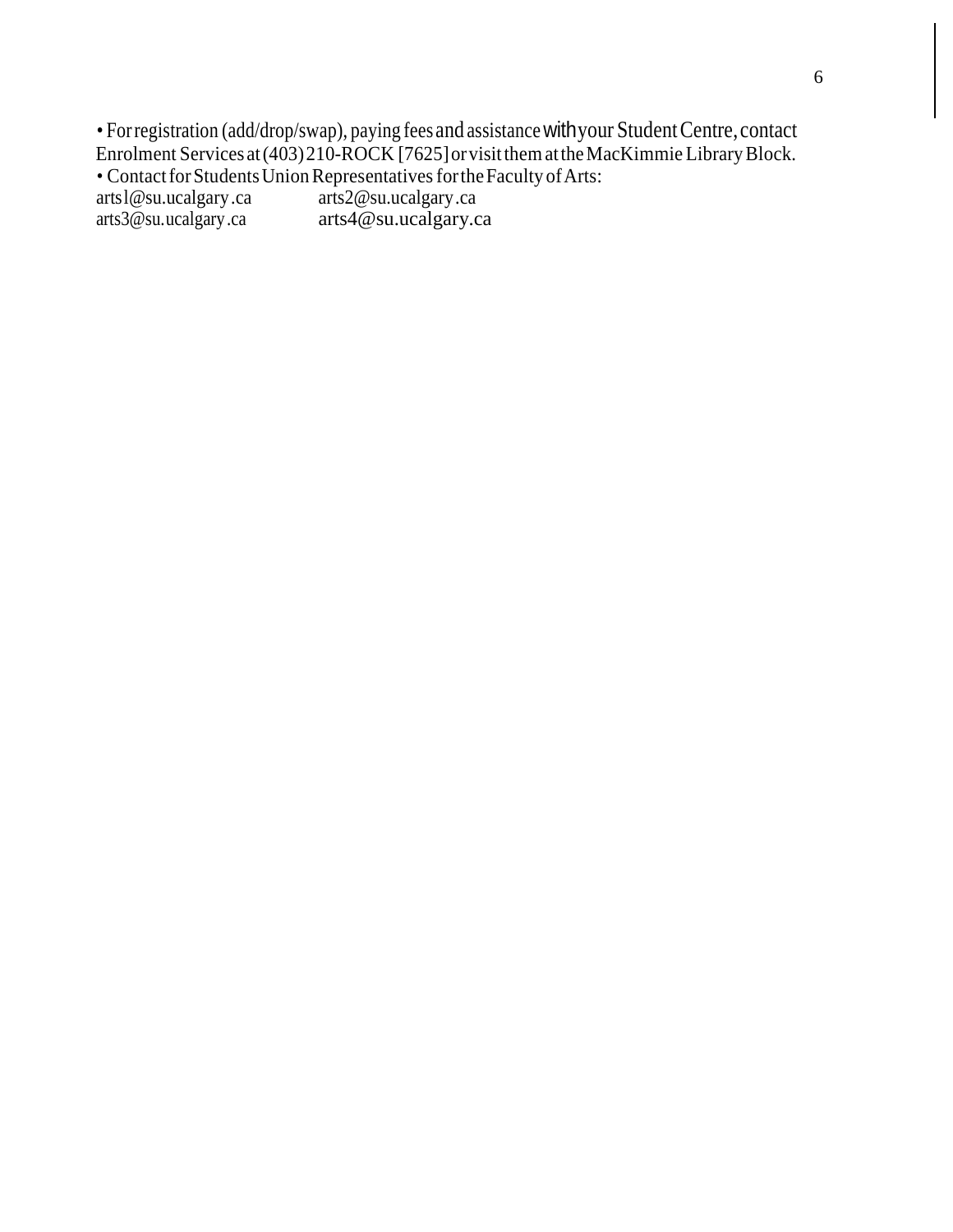• For registration (add/drop/swap), paying fees and assistance with your Student Centre, contact Enrolment Services at (403) 210-ROCK [7625] or visit them at the MacKimmie Library Block.

• Contact for Students Union Representatives for the Faculty of Arts:

arts1@su.ucalgary.ca arts2@su.ucalgary.ca

arts3@su.ucalgary.ca arts4@su.ucalgary.ca